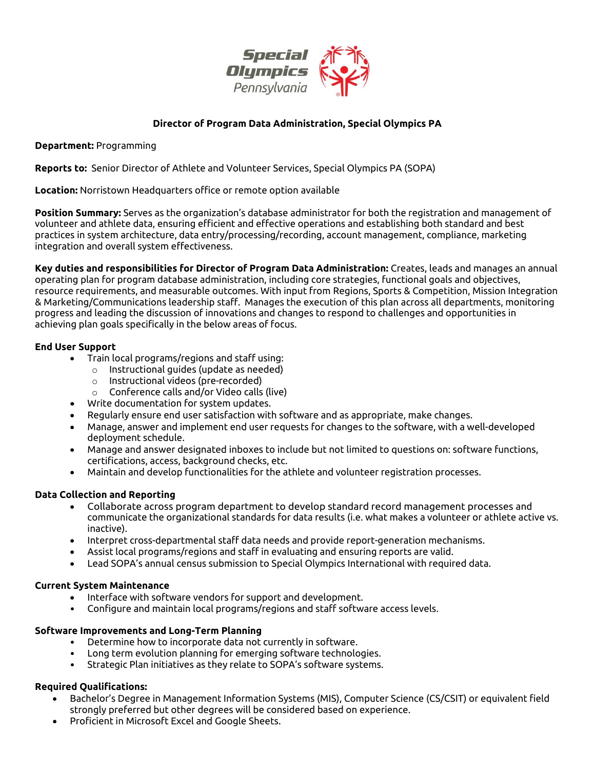# Director of Program Data Administration, Special Olympics PA

**Department:** Programming

**Reports to:** Senior Director of Athlete and Volunteer Services, Special Olympics PA (SOPA)

**Location:** Norristown Headquarters office or remote option available

**Position Summary:** Serves as the organization's database administrator for both the registration and management of volunteer and athlete data, ensuring efficient and effective operations and establishing both standard and best practices in system architecture, data entry/processing/recording, account management, compliance, marketing integration and overall system effectiveness.

**Key duties and responsibilities for Director of Program Data Administration:** Creates, leads and manages an annual operating plan for program database administration, including core strategies, functional goals and objectives, resource requirements, and measurable outcomes. With input from Regions, Sports & Competition, Mission Integration & Marketing/Communications leadership staff. Manages the execution of this plan across all departments, monitoring progress and leading the discussion of innovations and changes to respond to challenges and opportunities in achieving plan goals specifically in the below areas of focus.

**End User Support**

- Train local programs/regions and staff using:
  - Instructional guides (update as needed)
  - Instructional videos (pre-recorded)
  - Conference calls and/or Video calls (live)
- Write documentation for system updates.
- Regularly ensure end user satisfaction with software and as appropriate, make changes.
- Manage, answer and implement end user requests for changes to the software, with a well-developed deployment schedule.
- Manage and answer designated inboxes to include but not limited to questions on: software functions, certifications, access, background checks, etc.
- Maintain and develop functionalities for the athlete and volunteer registration processes.

**Data Collection and Reporting**

- Collaborate across program department to develop standard record management processes and communicate the organizational standards for data results (i.e. what makes a volunteer or athlete active vs. inactive).
- Interpret cross-departmental staff data needs and provide report-generation mechanisms.
- Assist local programs/regions and staff in evaluating and ensuring reports are valid.
- Lead SOPA's annual census submission to Special Olympics International with required data.

**Current System Maintenance**

- Interface with software vendors for support and development.
- Configure and maintain local programs/regions and staff software access levels.

**Software Improvements and Long-Term Planning**

- Determine how to incorporate data not currently in software.
- Long term evolution planning for emerging software technologies.
- Strategic Plan initiatives as they relate to SOPA's software systems.

**Required Qualifications:**

- Bachelor's Degree in Management Information Systems (MIS), Computer Science (CS/CSIT) or equivalent field strongly preferred but other degrees will be considered based on experience.
- Proficient in Microsoft Excel and Google Sheets.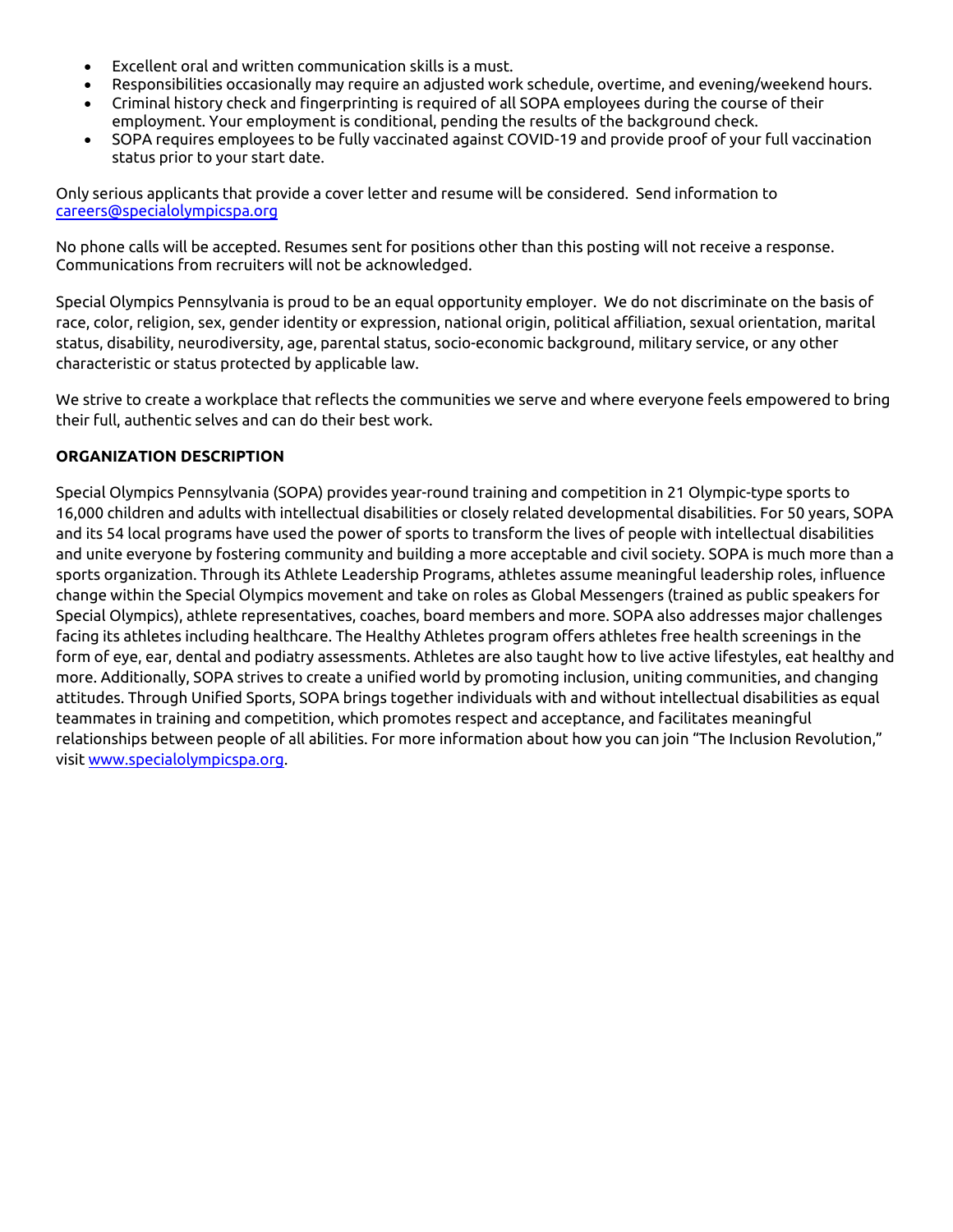- Excellent oral and written communication skills is a must.
- Responsibilities occasionally may require an adjusted work schedule, overtime, and evening/weekend hours.
- Criminal history check and fingerprinting is required of all SOPA employees during the course of their employment. Your employment is conditional, pending the results of the background check.
- SOPA requires employees to be fully vaccinated against COVID-19 and provide proof of your full vaccination status prior to your start date.

Only serious applicants that provide a cover letter and resume will be considered. Send information to careers@specialolympicspa.org

No phone calls will be accepted. Resumes sent for positions other than this posting will not receive a response. Communications from recruiters will not be acknowledged.

Special Olympics Pennsylvania is proud to be an equal opportunity employer. We do not discriminate on the basis of race, color, religion, sex, gender identity or expression, national origin, political affiliation, sexual orientation, marital status, disability, neurodiversity, age, parental status, socio-economic background, military service, or any other characteristic or status protected by applicable law.

We strive to create a workplace that reflects the communities we serve and where everyone feels empowered to bring their full, authentic selves and can do their best work.

**ORGANIZATION DESCRIPTION**

Special Olympics Pennsylvania (SOPA) provides year-round training and competition in 21 Olympic-type sports to 16,000 children and adults with intellectual disabilities or closely related developmental disabilities. For 50 years, SOPA and its 54 local programs have used the power of sports to transform the lives of people with intellectual disabilities and unite everyone by fostering community and building a more acceptable and civil society. SOPA is much more than a sports organization. Through its Athlete Leadership Programs, athletes assume meaningful leadership roles, influence change within the Special Olympics movement and take on roles as Global Messengers (trained as public speakers for Special Olympics), athlete representatives, coaches, board members and more. SOPA also addresses major challenges facing its athletes including healthcare. The Healthy Athletes program offers athletes free health screenings in the form of eye, ear, dental and podiatry assessments. Athletes are also taught how to live active lifestyles, eat healthy and more. Additionally, SOPA strives to create a unified world by promoting inclusion, uniting communities, and changing attitudes. Through Unified Sports, SOPA brings together individuals with and without intellectual disabilities as equal teammates in training and competition, which promotes respect and acceptance, and facilitates meaningful relationships between people of all abilities. For more information about how you can join "The Inclusion Revolution," visit www.specialolympicspa.org.